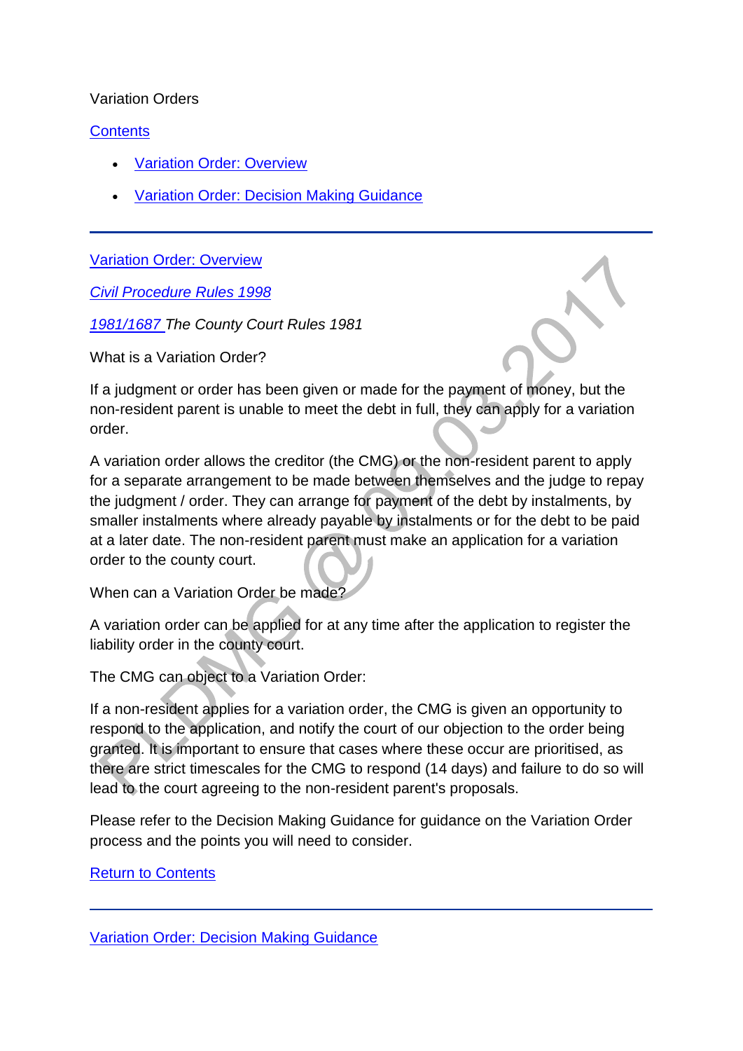# Variation Orders

Contents

- Variation Order: Overview
- Variation Order: Decision Making Guidance

---

## Variation Order: Overview

*Civil Procedure Rules 1998*

*1981/1687 The County Court Rules 1981*

What is a Variation Order?

If a judgment or order has been given or made for the payment of money, but the non-resident parent is unable to meet the debt in full, they can apply for a variation order.

A variation order allows the creditor (the CMG) or the non-resident parent to apply for a separate arrangement to be made between themselves and the judge to repay the judgment / order. They can arrange for payment of the debt by instalments, by smaller instalments where already payable by instalments or for the debt to be paid at a later date. The non-resident parent must make an application for a variation order to the county court.

When can a Variation Order be made?

A variation order can be applied for at any time after the application to register the liability order in the county court.

The CMG can object to a Variation Order:

If a non-resident applies for a variation order, the CMG is given an opportunity to respond to the application, and notify the court of our objection to the order being granted. It is important to ensure that cases where these occur are prioritised, as there are strict timescales for the CMG to respond (14 days) and failure to do so will lead to the court agreeing to the non-resident parent's proposals.

Please refer to the Decision Making Guidance for guidance on the Variation Order process and the points you will need to consider.

Return to Contents

---

## Variation Order: Decision Making Guidance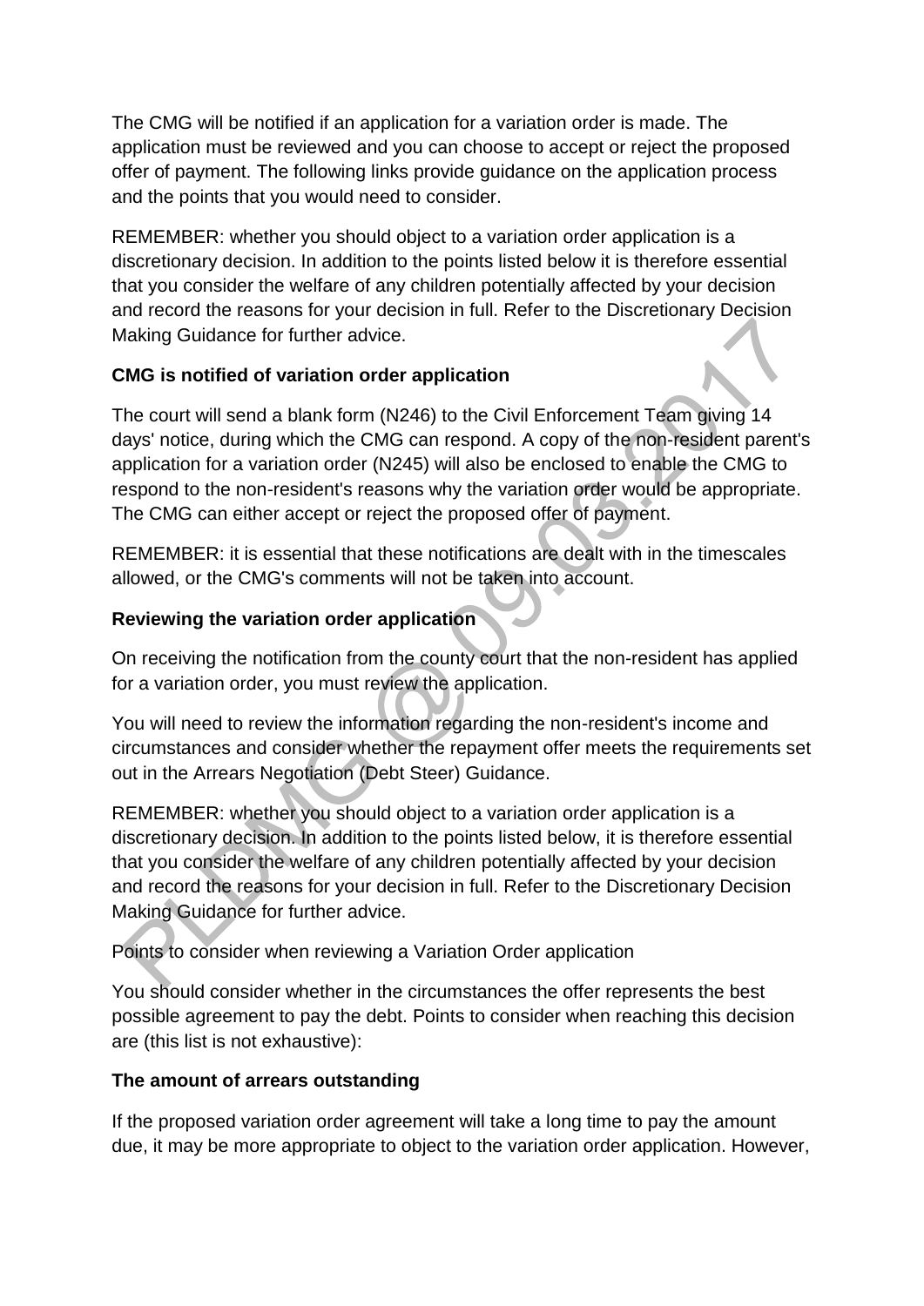The CMG will be notified if an application for a variation order is made. The application must be reviewed and you can choose to accept or reject the proposed offer of payment. The following links provide guidance on the application process and the points that you would need to consider.

REMEMBER: whether you should object to a variation order application is a discretionary decision. In addition to the points listed below it is therefore essential that you consider the welfare of any children potentially affected by your decision and record the reasons for your decision in full. Refer to the Discretionary Decision Making Guidance for further advice.

**CMG is notified of variation order application**

The court will send a blank form (N246) to the Civil Enforcement Team giving 14 days' notice, during which the CMG can respond. A copy of the non-resident parent's application for a variation order (N245) will also be enclosed to enable the CMG to respond to the non-resident's reasons why the variation order would be appropriate. The CMG can either accept or reject the proposed offer of payment.

REMEMBER: it is essential that these notifications are dealt with in the timescales allowed, or the CMG's comments will not be taken into account.

**Reviewing the variation order application**

On receiving the notification from the county court that the non-resident has applied for a variation order, you must review the application.

You will need to review the information regarding the non-resident's income and circumstances and consider whether the repayment offer meets the requirements set out in the Arrears Negotiation (Debt Steer) Guidance.

REMEMBER: whether you should object to a variation order application is a discretionary decision. In addition to the points listed below, it is therefore essential that you consider the welfare of any children potentially affected by your decision and record the reasons for your decision in full. Refer to the Discretionary Decision Making Guidance for further advice.

Points to consider when reviewing a Variation Order application

You should consider whether in the circumstances the offer represents the best possible agreement to pay the debt. Points to consider when reaching this decision are (this list is not exhaustive):

**The amount of arrears outstanding**

If the proposed variation order agreement will take a long time to pay the amount due, it may be more appropriate to object to the variation order application. However,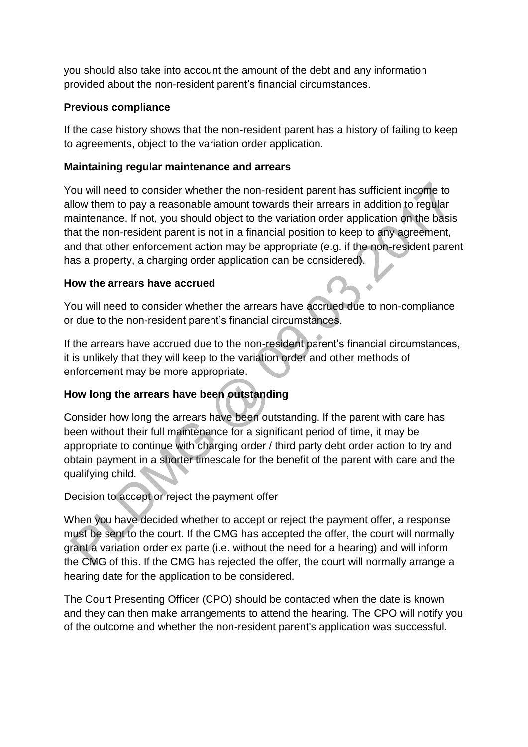you should also take into account the amount of the debt and any information provided about the non-resident parent's financial circumstances.

**Previous compliance**

If the case history shows that the non-resident parent has a history of failing to keep to agreements, object to the variation order application.

**Maintaining regular maintenance and arrears**

You will need to consider whether the non-resident parent has sufficient income to allow them to pay a reasonable amount towards their arrears in addition to regular maintenance. If not, you should object to the variation order application on the basis that the non-resident parent is not in a financial position to keep to any agreement, and that other enforcement action may be appropriate (e.g. if the non-resident parent has a property, a charging order application can be considered).

**How the arrears have accrued**

You will need to consider whether the arrears have accrued due to non-compliance or due to the non-resident parent's financial circumstances.

If the arrears have accrued due to the non-resident parent's financial circumstances, it is unlikely that they will keep to the variation order and other methods of enforcement may be more appropriate.

**How long the arrears have been outstanding**

Consider how long the arrears have been outstanding. If the parent with care has been without their full maintenance for a significant period of time, it may be appropriate to continue with charging order / third party debt order action to try and obtain payment in a shorter timescale for the benefit of the parent with care and the qualifying child.

Decision to accept or reject the payment offer

When you have decided whether to accept or reject the payment offer, a response must be sent to the court. If the CMG has accepted the offer, the court will normally grant a variation order ex parte (i.e. without the need for a hearing) and will inform the CMG of this. If the CMG has rejected the offer, the court will normally arrange a hearing date for the application to be considered.

The Court Presenting Officer (CPO) should be contacted when the date is known and they can then make arrangements to attend the hearing. The CPO will notify you of the outcome and whether the non-resident parent's application was successful.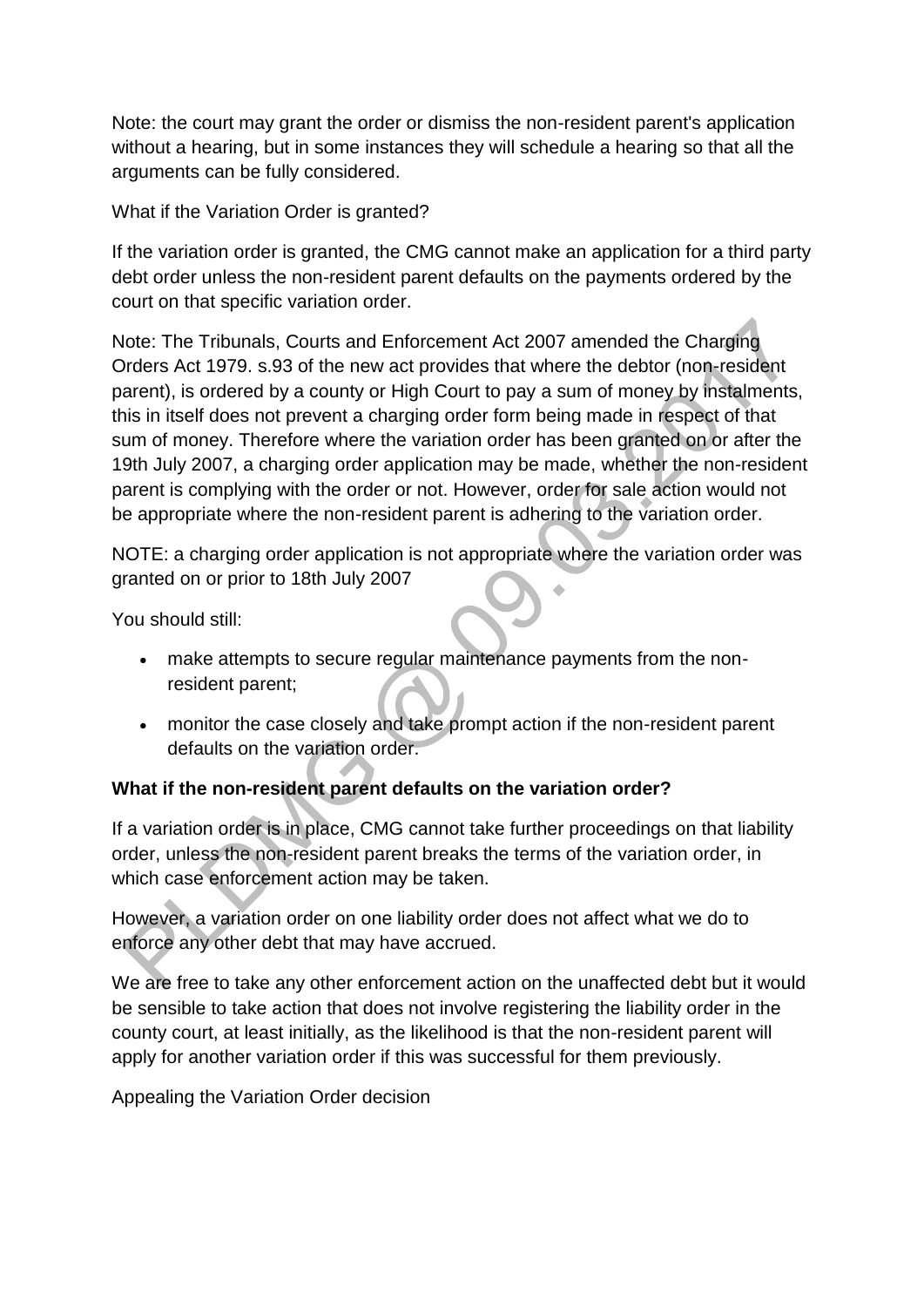Note: the court may grant the order or dismiss the non-resident parent's application without a hearing, but in some instances they will schedule a hearing so that all the arguments can be fully considered.

What if the Variation Order is granted?

If the variation order is granted, the CMG cannot make an application for a third party debt order unless the non-resident parent defaults on the payments ordered by the court on that specific variation order.

Note: The Tribunals, Courts and Enforcement Act 2007 amended the Charging Orders Act 1979. s.93 of the new act provides that where the debtor (non-resident parent), is ordered by a county or High Court to pay a sum of money by instalments, this in itself does not prevent a charging order form being made in respect of that sum of money. Therefore where the variation order has been granted on or after the 19th July 2007, a charging order application may be made, whether the non-resident parent is complying with the order or not. However, order for sale action would not be appropriate where the non-resident parent is adhering to the variation order.

NOTE: a charging order application is not appropriate where the variation order was granted on or prior to 18th July 2007

You should still:

- make attempts to secure regular maintenance payments from the non-resident parent;
- monitor the case closely and take prompt action if the non-resident parent defaults on the variation order.

**What if the non-resident parent defaults on the variation order?**

If a variation order is in place, CMG cannot take further proceedings on that liability order, unless the non-resident parent breaks the terms of the variation order, in which case enforcement action may be taken.

However, a variation order on one liability order does not affect what we do to enforce any other debt that may have accrued.

We are free to take any other enforcement action on the unaffected debt but it would be sensible to take action that does not involve registering the liability order in the county court, at least initially, as the likelihood is that the non-resident parent will apply for another variation order if this was successful for them previously.

Appealing the Variation Order decision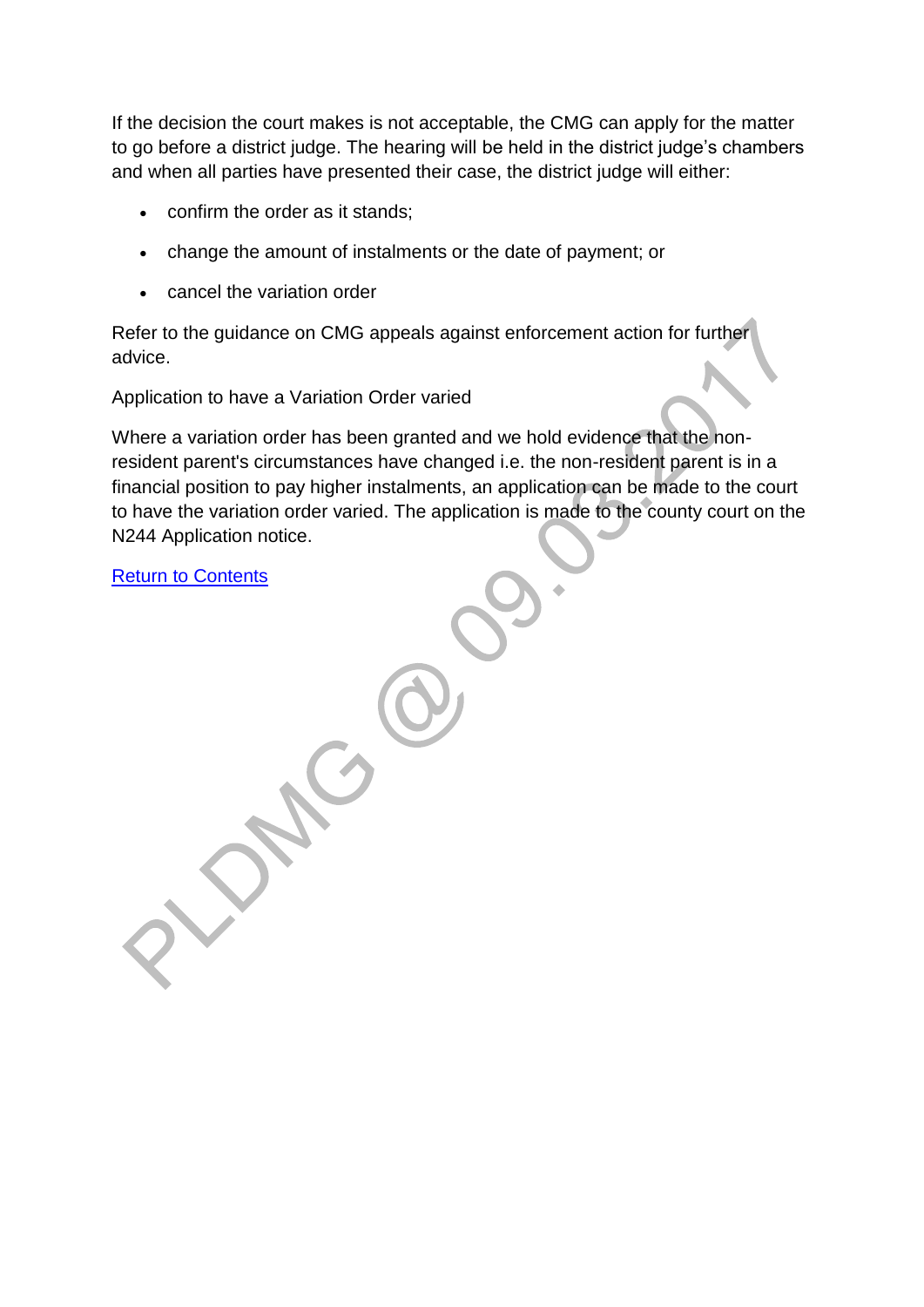If the decision the court makes is not acceptable, the CMG can apply for the matter to go before a district judge. The hearing will be held in the district judge's chambers and when all parties have presented their case, the district judge will either:

- confirm the order as it stands;
- change the amount of instalments or the date of payment; or
- cancel the variation order

Refer to the guidance on CMG appeals against enforcement action for further advice.

Application to have a Variation Order varied

Where a variation order has been granted and we hold evidence that the non-resident parent's circumstances have changed i.e. the non-resident parent is in a financial position to pay higher instalments, an application can be made to the court to have the variation order varied. The application is made to the county court on the N244 Application notice.

Return to Contents